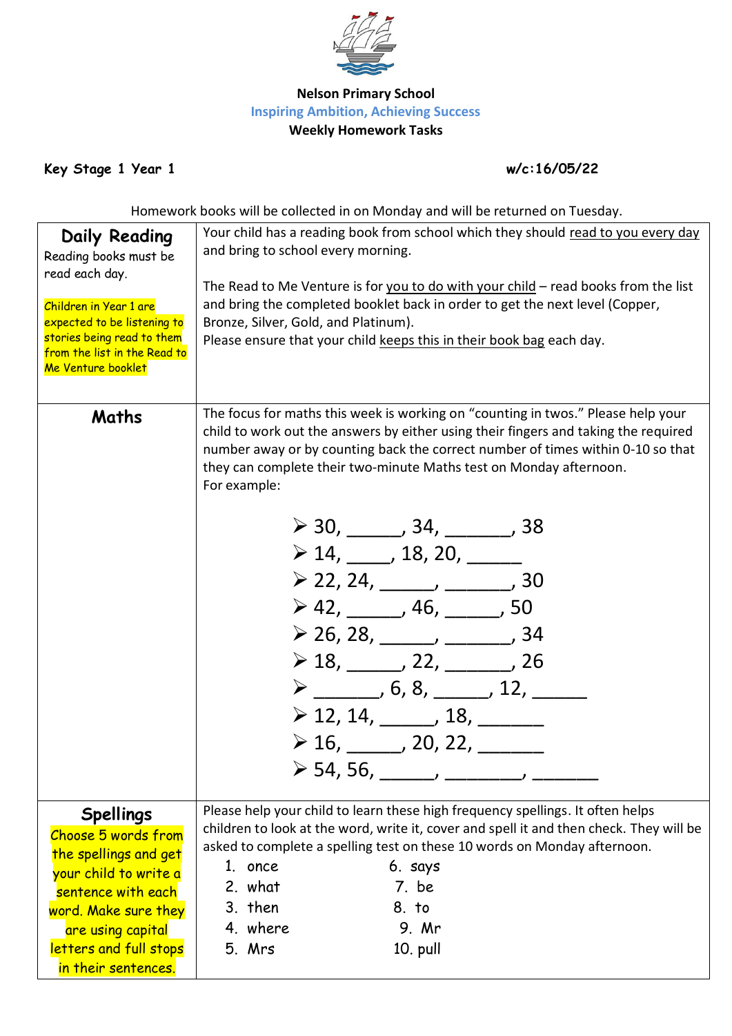**Nelson Primary School**

Inspiring Ambition, Achieving Success

**Weekly Homework Tasks**

**Key Stage 1 Year 1** **w/c:16/05/22**

Homework books will be collected in on Monday and will be returned on Tuesday.

| | |
|---|---|
| **Daily Reading**<br>Reading books must be read each day.<br><br>Children in Year 1 are expected to be listening to stories being read to them from the list in the Read to Me Venture booklet | Your child has a reading book from school which they should read to you every day and bring to school every morning.<br><br>The Read to Me Venture is for you to do with your child – read books from the list and bring the completed booklet back in order to get the next level (Copper, Bronze, Silver, Gold, and Platinum).<br>Please ensure that your child keeps this in their book bag each day. |
| **Maths** | The focus for maths this week is working on "counting in twos." Please help your child to work out the answers by either using their fingers and taking the required number away or by counting back the correct number of times within 0-10 so that they can complete their two-minute Maths test on Monday afternoon.<br>For example:<br>➢ 30, _____, 34, ______, 38<br>➢ 14, ____, 18, 20, _____<br>➢ 22, 24, _____, ______, 30<br>➢ 42, _____, 46, _____, 50<br>➢ 26, 28, _____, ______, 34<br>➢ 18, _____, 22, ______, 26<br>➢ ______, 6, 8, _____, 12, _____<br>➢ 12, 14, _____, 18, ______<br>➢ 16, _____, 20, 22, ______<br>➢ 54, 56, _____, _______, ______ |
| **Spellings**<br>Choose 5 words from the spellings and get your child to write a sentence with each word. Make sure they are using capital letters and full stops in their sentences. | Please help your child to learn these high frequency spellings. It often helps children to look at the word, write it, cover and spell it and then check. They will be asked to complete a spelling test on these 10 words on Monday afternoon.<br>1. once<br>2. what<br>3. then<br>4. where<br>5. Mrs<br>6. says<br>7. be<br>8. to<br>9. Mr<br>10. pull |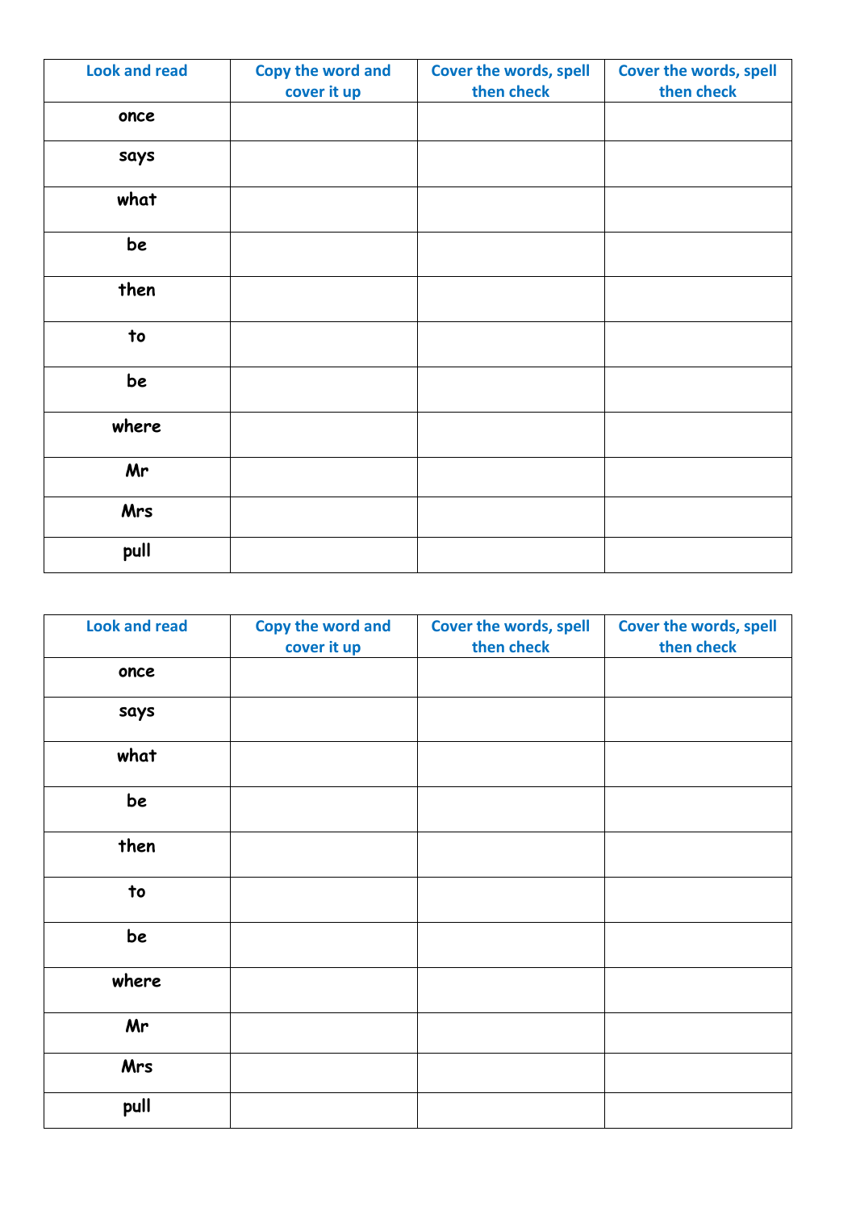| Look and read | Copy the word and cover it up | Cover the words, spell then check | Cover the words, spell then check |
| --- | --- | --- | --- |
| once | | | |
| says | | | |
| what | | | |
| be | | | |
| then | | | |
| to | | | |
| be | | | |
| where | | | |
| Mr | | | |
| Mrs | | | |
| pull | | | |

| Look and read | Copy the word and cover it up | Cover the words, spell then check | Cover the words, spell then check |
| --- | --- | --- | --- |
| once | | | |
| says | | | |
| what | | | |
| be | | | |
| then | | | |
| to | | | |
| be | | | |
| where | | | |
| Mr | | | |
| Mrs | | | |
| pull | | | |